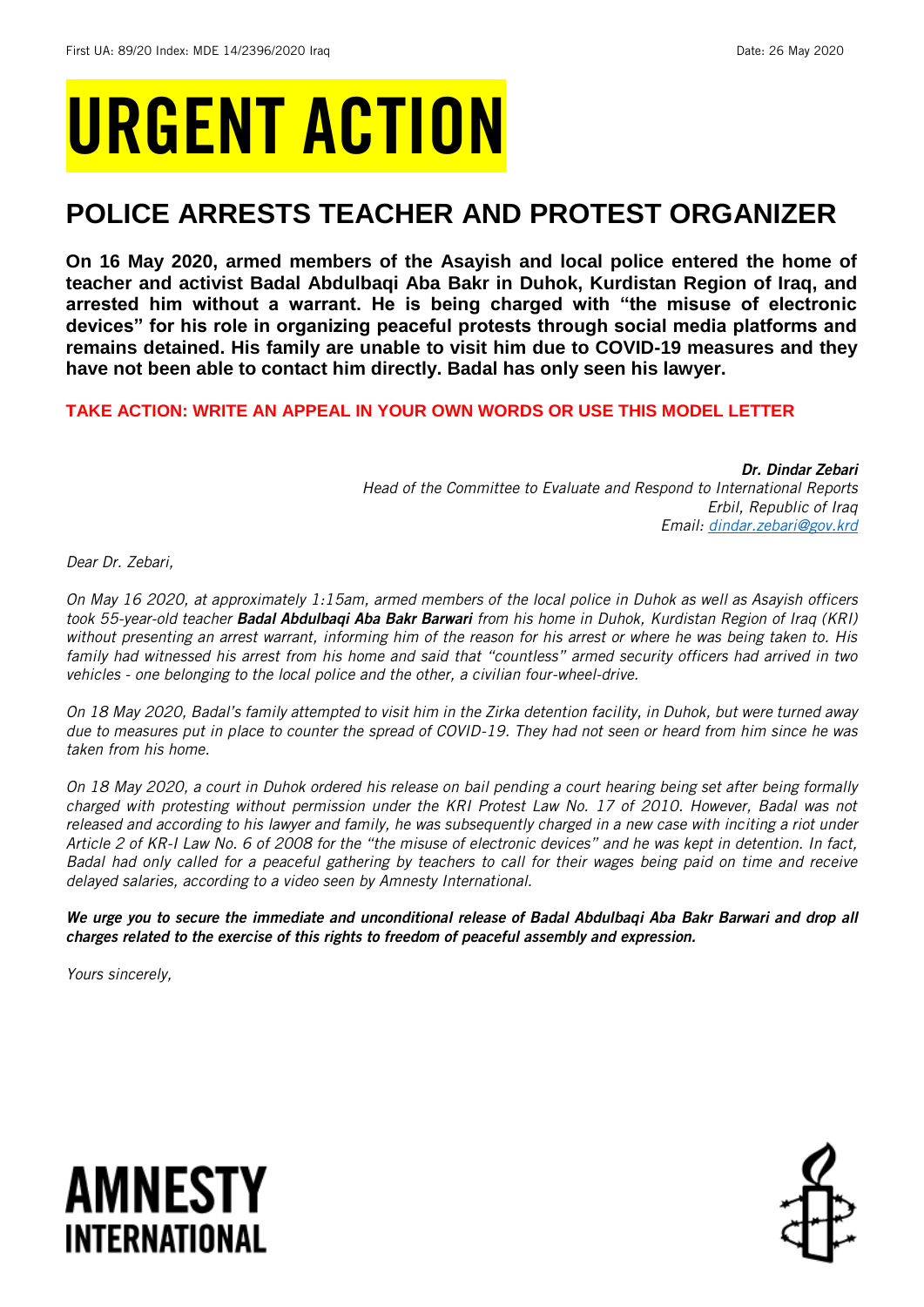First UA: 89/20 Index: MDE 14/2396/2020 Iraq Date: 26 May 2020

# URGENT ACTION

## POLICE ARRESTS TEACHER AND PROTEST ORGANIZER

**On 16 May 2020, armed members of the Asayish and local police entered the home of teacher and activist Badal Abdulbaqi Aba Bakr in Duhok, Kurdistan Region of Iraq, and arrested him without a warrant. He is being charged with "the misuse of electronic devices" for his role in organizing peaceful protests through social media platforms and remains detained. His family are unable to visit him due to COVID-19 measures and they have not been able to contact him directly. Badal has only seen his lawyer.**

**TAKE ACTION: WRITE AN APPEAL IN YOUR OWN WORDS OR USE THIS MODEL LETTER**

***Dr. Dindar Zebari***
*Head of the Committee to Evaluate and Respond to International Reports*
*Erbil, Republic of Iraq*
*Email: dindar.zebari@gov.krd*

*Dear Dr. Zebari,*

*On May 16 2020, at approximately 1:15am, armed members of the local police in Duhok as well as Asayish officers took 55-year-old teacher **Badal Abdulbaqi Aba Bakr Barwari** from his home in Duhok, Kurdistan Region of Iraq (KRI) without presenting an arrest warrant, informing him of the reason for his arrest or where he was being taken to. His family had witnessed his arrest from his home and said that "countless" armed security officers had arrived in two vehicles - one belonging to the local police and the other, a civilian four-wheel-drive.*

*On 18 May 2020, Badal's family attempted to visit him in the Zirka detention facility, in Duhok, but were turned away due to measures put in place to counter the spread of COVID-19. They had not seen or heard from him since he was taken from his home.*

*On 18 May 2020, a court in Duhok ordered his release on bail pending a court hearing being set after being formally charged with protesting without permission under the KRI Protest Law No. 17 of 2010. However, Badal was not released and according to his lawyer and family, he was subsequently charged in a new case with inciting a riot under Article 2 of KR-I Law No. 6 of 2008 for the "the misuse of electronic devices" and he was kept in detention. In fact, Badal had only called for a peaceful gathering by teachers to call for their wages being paid on time and receive delayed salaries, according to a video seen by Amnesty International.*

***We urge you to secure the immediate and unconditional release of Badal Abdulbaqi Aba Bakr Barwari and drop all charges related to the exercise of this rights to freedom of peaceful assembly and expression.***

*Yours sincerely,*

AMNESTY INTERNATIONAL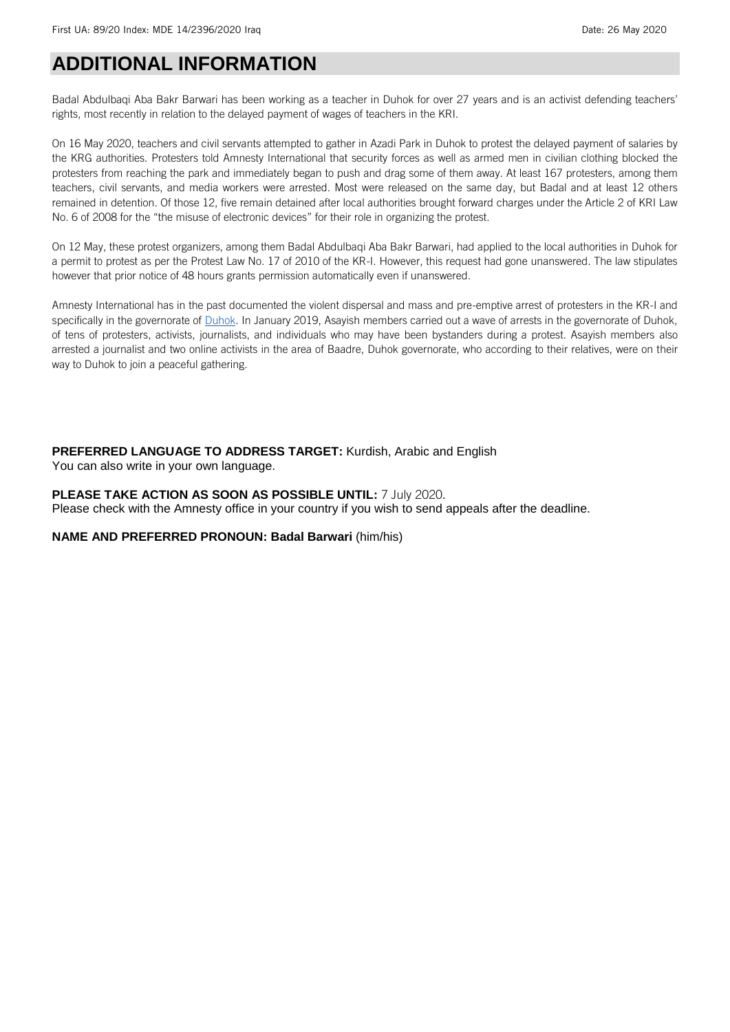# ADDITIONAL INFORMATION

Badal Abdulbaqi Aba Bakr Barwari has been working as a teacher in Duhok for over 27 years and is an activist defending teachers' rights, most recently in relation to the delayed payment of wages of teachers in the KRI.

On 16 May 2020, teachers and civil servants attempted to gather in Azadi Park in Duhok to protest the delayed payment of salaries by the KRG authorities. Protesters told Amnesty International that security forces as well as armed men in civilian clothing blocked the protesters from reaching the park and immediately began to push and drag some of them away. At least 167 protesters, among them teachers, civil servants, and media workers were arrested. Most were released on the same day, but Badal and at least 12 others remained in detention. Of those 12, five remain detained after local authorities brought forward charges under the Article 2 of KRI Law No. 6 of 2008 for the "the misuse of electronic devices" for their role in organizing the protest.

On 12 May, these protest organizers, among them Badal Abdulbaqi Aba Bakr Barwari, had applied to the local authorities in Duhok for a permit to protest as per the Protest Law No. 17 of 2010 of the KR-I. However, this request had gone unanswered. The law stipulates however that prior notice of 48 hours grants permission automatically even if unanswered.

Amnesty International has in the past documented the violent dispersal and mass and pre-emptive arrest of protesters in the KR-I and specifically in the governorate of Duhok. In January 2019, Asayish members carried out a wave of arrests in the governorate of Duhok, of tens of protesters, activists, journalists, and individuals who may have been bystanders during a protest. Asayish members also arrested a journalist and two online activists in the area of Baadre, Duhok governorate, who according to their relatives, were on their way to Duhok to join a peaceful gathering.

**PREFERRED LANGUAGE TO ADDRESS TARGET:** Kurdish, Arabic and English
You can also write in your own language.

**PLEASE TAKE ACTION AS SOON AS POSSIBLE UNTIL:** 7 July 2020.
Please check with the Amnesty office in your country if you wish to send appeals after the deadline.

**NAME AND PREFERRED PRONOUN: Badal Barwari** (him/his)